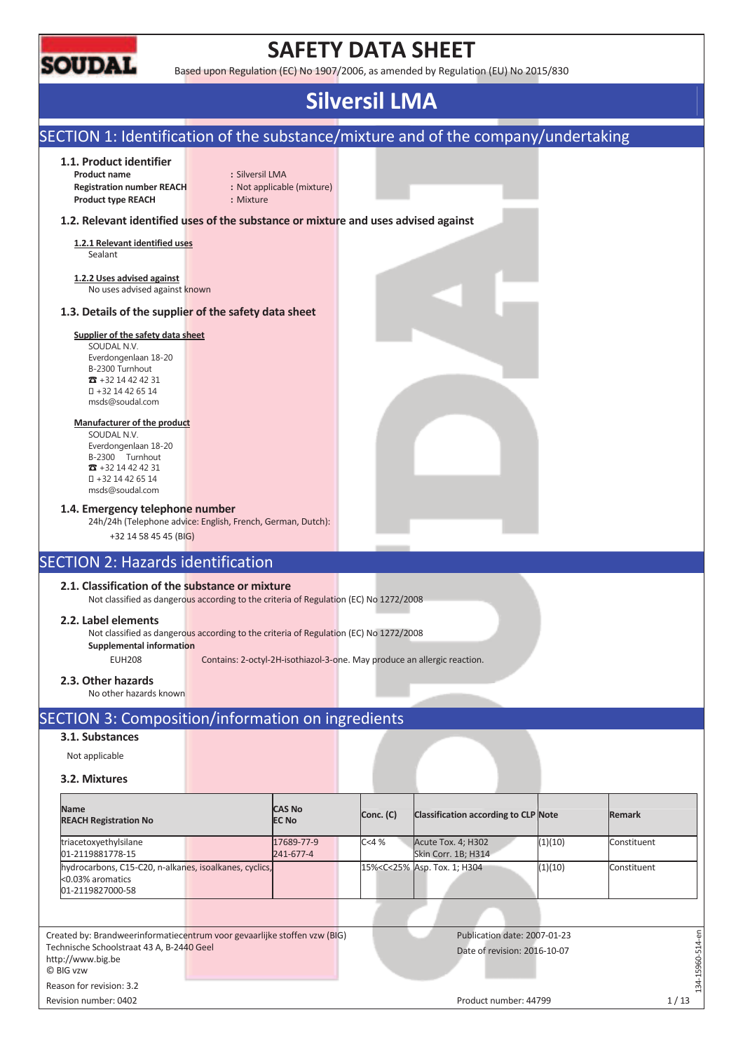# SAFETY DATA SHEET

Based upon Regulation (EC) No 1907/2006, as amended by Regulation (EU) No 2015/830

# Silversil LMA

## SECTION 1: Identification of the substance/mixture and of the company/undertaking

### 1.1. Product identifier

**Product name** : Silversil LMA
**Registration number REACH** : Not applicable (mixture)
**Product type REACH** : Mixture

### 1.2. Relevant identified uses of the substance or mixture and uses advised against

**1.2.1 Relevant identified uses**

Sealant

**1.2.2 Uses advised against**

No uses advised against known

### 1.3. Details of the supplier of the safety data sheet

**Supplier of the safety data sheet**

SOUDAL N.V.
Everdongenlaan 18-20
B-2300 Turnhout
☎ +32 14 42 42 31
+32 14 42 65 14
msds@soudal.com

**Manufacturer of the product**

SOUDAL N.V.
Everdongenlaan 18-20
B-2300 Turnhout
☎ +32 14 42 42 31
+32 14 42 65 14
msds@soudal.com

### 1.4. Emergency telephone number

24h/24h (Telephone advice: English, French, German, Dutch):
+32 14 58 45 45 (BIG)

## SECTION 2: Hazards identification

### 2.1. Classification of the substance or mixture

Not classified as dangerous according to the criteria of Regulation (EC) No 1272/2008

### 2.2. Label elements

Not classified as dangerous according to the criteria of Regulation (EC) No 1272/2008

**Supplemental information**

EUH208 Contains: 2-octyl-2H-isothiazol-3-one. May produce an allergic reaction.

### 2.3. Other hazards

No other hazards known

## SECTION 3: Composition/information on ingredients

### 3.1. Substances

Not applicable

### 3.2. Mixtures

| Name<br>REACH Registration No | CAS No<br>EC No | Conc. (C) | Classification according to CLP | Note | Remark |
|---|---|---|---|---|---|
| triacetoxyethylsilane<br>01-2119881778-15 | 17689-77-9<br>241-677-4 | C<4 % | Acute Tox. 4; H302<br>Skin Corr. 1B; H314 | (1)(10) | Constituent |
| hydrocarbons, C15-C20, n-alkanes, isoalkanes, cyclics, <0.03% aromatics<br>01-2119827000-58 | | 15%<C<25% | Asp. Tox. 1; H304 | (1)(10) | Constituent |

Created by: Brandweerinformatiecentrum voor gevaarlijke stoffen vzw (BIG)
Technische Schoolstraat 43 A, B-2440 Geel
http://www.big.be
© BIG vzw

Publication date: 2007-01-23
Date of revision: 2016-10-07

Reason for revision: 3.2
Revision number: 0402
Product number: 44799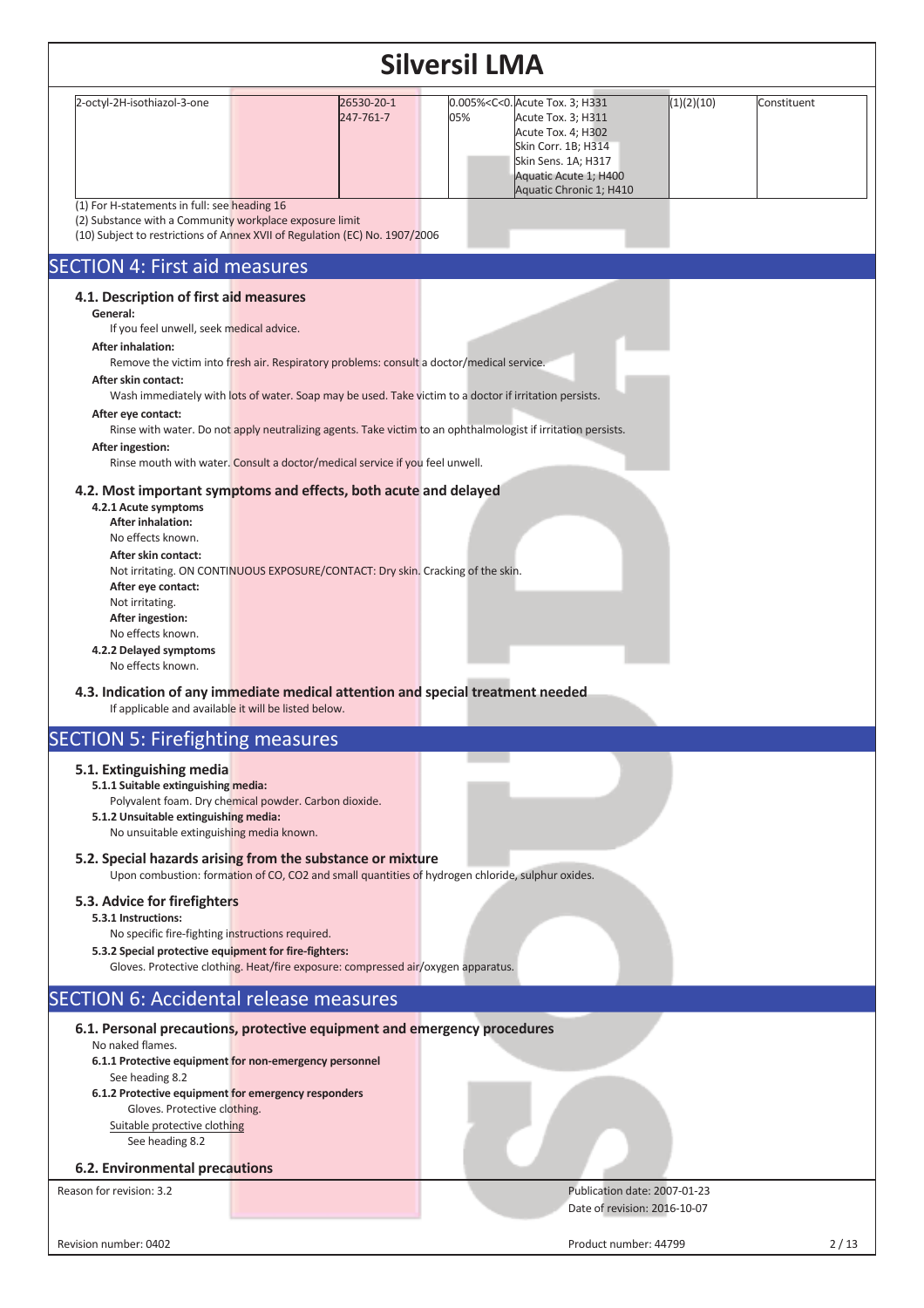| | | | | | |
|---|---|---|---|---|---|
| 2-octyl-2H-isothiazol-3-one | 26530-20-1<br>247-761-7 | 0.005%<C<0.05% | Acute Tox. 3; H331<br>Acute Tox. 3; H311<br>Acute Tox. 4; H302<br>Skin Corr. 1B; H314<br>Skin Sens. 1A; H317<br>Aquatic Acute 1; H400<br>Aquatic Chronic 1; H410 | (1)(2)(10) | Constituent |

(1) For H-statements in full: see heading 16
(2) Substance with a Community workplace exposure limit
(10) Subject to restrictions of Annex XVII of Regulation (EC) No. 1907/2006

# SECTION 4: First aid measures

## 4.1. Description of first aid measures

**General:**
If you feel unwell, seek medical advice.

**After inhalation:**
Remove the victim into fresh air. Respiratory problems: consult a doctor/medical service.

**After skin contact:**
Wash immediately with lots of water. Soap may be used. Take victim to a doctor if irritation persists.

**After eye contact:**
Rinse with water. Do not apply neutralizing agents. Take victim to an ophthalmologist if irritation persists.

**After ingestion:**
Rinse mouth with water. Consult a doctor/medical service if you feel unwell.

## 4.2. Most important symptoms and effects, both acute and delayed

**4.2.1 Acute symptoms**

**After inhalation:**
No effects known.

**After skin contact:**
Not irritating. ON CONTINUOUS EXPOSURE/CONTACT: Dry skin. Cracking of the skin.

**After eye contact:**
Not irritating.

**After ingestion:**
No effects known.

**4.2.2 Delayed symptoms**
No effects known.

## 4.3. Indication of any immediate medical attention and special treatment needed

If applicable and available it will be listed below.

# SECTION 5: Firefighting measures

## 5.1. Extinguishing media

**5.1.1 Suitable extinguishing media:**
Polyvalent foam. Dry chemical powder. Carbon dioxide.

**5.1.2 Unsuitable extinguishing media:**
No unsuitable extinguishing media known.

## 5.2. Special hazards arising from the substance or mixture

Upon combustion: formation of CO, CO2 and small quantities of hydrogen chloride, sulphur oxides.

## 5.3. Advice for firefighters

**5.3.1 Instructions:**
No specific fire-fighting instructions required.

**5.3.2 Special protective equipment for fire-fighters:**
Gloves. Protective clothing. Heat/fire exposure: compressed air/oxygen apparatus.

# SECTION 6: Accidental release measures

## 6.1. Personal precautions, protective equipment and emergency procedures

No naked flames.

**6.1.1 Protective equipment for non-emergency personnel**
See heading 8.2

**6.1.2 Protective equipment for emergency responders**
Gloves. Protective clothing.

Suitable protective clothing
See heading 8.2

## 6.2. Environmental precautions

Reason for revision: 3.2

Publication date: 2007-01-23
Date of revision: 2016-10-07

Revision number: 0402

Product number: 44799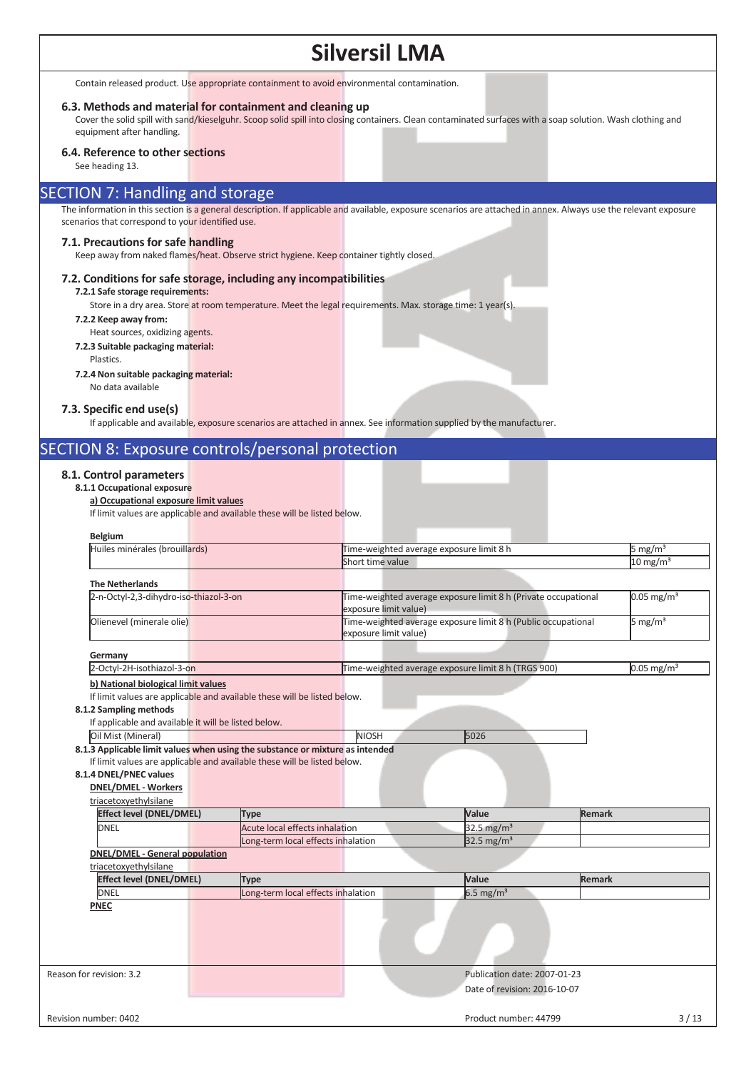Contain released product. Use appropriate containment to avoid environmental contamination.

### 6.3. Methods and material for containment and cleaning up

Cover the solid spill with sand/kieselguhr. Scoop solid spill into closing containers. Clean contaminated surfaces with a soap solution. Wash clothing and equipment after handling.

### 6.4. Reference to other sections

See heading 13.

## SECTION 7: Handling and storage

The information in this section is a general description. If applicable and available, exposure scenarios are attached in annex. Always use the relevant exposure scenarios that correspond to your identified use.

### 7.1. Precautions for safe handling

Keep away from naked flames/heat. Observe strict hygiene. Keep container tightly closed.

### 7.2. Conditions for safe storage, including any incompatibilities

**7.2.1 Safe storage requirements:**

Store in a dry area. Store at room temperature. Meet the legal requirements. Max. storage time: 1 year(s).

**7.2.2 Keep away from:**

Heat sources, oxidizing agents.

**7.2.3 Suitable packaging material:**

Plastics.

**7.2.4 Non suitable packaging material:**

No data available

### 7.3. Specific end use(s)

If applicable and available, exposure scenarios are attached in annex. See information supplied by the manufacturer.

## SECTION 8: Exposure controls/personal protection

### 8.1. Control parameters

**8.1.1 Occupational exposure**

**a) Occupational exposure limit values**

If limit values are applicable and available these will be listed below.

**Belgium**

| | | |
|---|---|---|
| Huiles minérales (brouillards) | Time-weighted average exposure limit 8 h | 5 mg/m³ |
| | Short time value | 10 mg/m³ |

**The Netherlands**

| | | |
|---|---|---|
| 2-n-Octyl-2,3-dihydro-iso-thiazol-3-on | Time-weighted average exposure limit 8 h (Private occupational exposure limit value) | 0.05 mg/m³ |
| Olienevel (minerale olie) | Time-weighted average exposure limit 8 h (Public occupational exposure limit value) | 5 mg/m³ |

**Germany**

| | | |
|---|---|---|
| 2-Octyl-2H-isothiazol-3-on | Time-weighted average exposure limit 8 h (TRGS 900) | 0.05 mg/m³ |

**b) National biological limit values**

If limit values are applicable and available these will be listed below.

**8.1.2 Sampling methods**

If applicable and available it will be listed below.

| | | |
|---|---|---|
| Oil Mist (Mineral) | NIOSH | 5026 |

**8.1.3 Applicable limit values when using the substance or mixture as intended**

If limit values are applicable and available these will be listed below.

**8.1.4 DNEL/PNEC values**

**DNEL/DMEL - Workers**

triacetoxyethylsilane

| Effect level (DNEL/DMEL) | Type | Value | Remark |
|---|---|---|---|
| DNEL | Acute local effects inhalation | 32.5 mg/m³ | |
| | Long-term local effects inhalation | 32.5 mg/m³ | |

**DNEL/DMEL - General population**

triacetoxyethylsilane

| Effect level (DNEL/DMEL) | Type | Value | Remark |
|---|---|---|---|
| DNEL | Long-term local effects inhalation | 6.5 mg/m³ | |

**PNEC**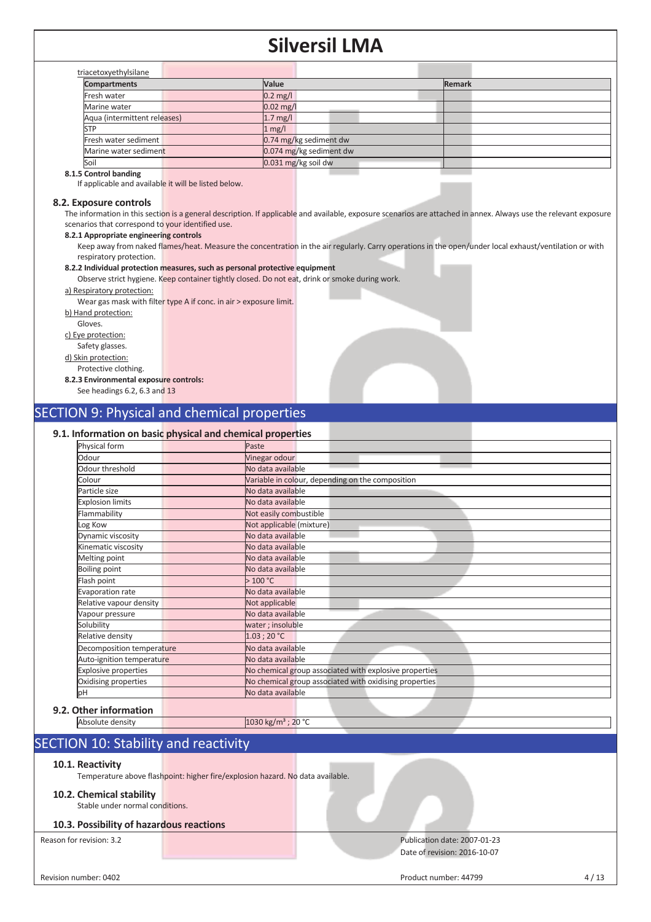triacetoxyethylsilane

| Compartments | Value | Remark |
|---|---|---|
| Fresh water | 0.2 mg/l | |
| Marine water | 0.02 mg/l | |
| Aqua (intermittent releases) | 1.7 mg/l | |
| STP | 1 mg/l | |
| Fresh water sediment | 0.74 mg/kg sediment dw | |
| Marine water sediment | 0.074 mg/kg sediment dw | |
| Soil | 0.031 mg/kg soil dw | |

#### 8.1.5 Control banding

If applicable and available it will be listed below.

### 8.2. Exposure controls

The information in this section is a general description. If applicable and available, exposure scenarios are attached in annex. Always use the relevant exposure scenarios that correspond to your identified use.

#### 8.2.1 Appropriate engineering controls

Keep away from naked flames/heat. Measure the concentration in the air regularly. Carry operations in the open/under local exhaust/ventilation or with respiratory protection.

#### 8.2.2 Individual protection measures, such as personal protective equipment

Observe strict hygiene. Keep container tightly closed. Do not eat, drink or smoke during work.

a) Respiratory protection:

Wear gas mask with filter type A if conc. in air > exposure limit.

b) Hand protection:

Gloves.

c) Eye protection:

Safety glasses.

d) Skin protection:

Protective clothing.

#### 8.2.3 Environmental exposure controls:

See headings 6.2, 6.3 and 13

## SECTION 9: Physical and chemical properties

### 9.1. Information on basic physical and chemical properties

| Physical form | Paste |
|---|---|
| Odour | Vinegar odour |
| Odour threshold | No data available |
| Colour | Variable in colour, depending on the composition |
| Particle size | No data available |
| Explosion limits | No data available |
| Flammability | Not easily combustible |
| Log Kow | Not applicable (mixture) |
| Dynamic viscosity | No data available |
| Kinematic viscosity | No data available |
| Melting point | No data available |
| Boiling point | No data available |
| Flash point | > 100 °C |
| Evaporation rate | No data available |
| Relative vapour density | Not applicable |
| Vapour pressure | No data available |
| Solubility | water ; insoluble |
| Relative density | 1.03 ; 20 °C |
| Decomposition temperature | No data available |
| Auto-ignition temperature | No data available |
| Explosive properties | No chemical group associated with explosive properties |
| Oxidising properties | No chemical group associated with oxidising properties |
| pH | No data available |

### 9.2. Other information

| Absolute density | 1030 kg/m³ ; 20 °C |
|---|---|

## SECTION 10: Stability and reactivity

### 10.1. Reactivity

Temperature above flashpoint: higher fire/explosion hazard. No data available.

### 10.2. Chemical stability

Stable under normal conditions.

### 10.3. Possibility of hazardous reactions

Reason for revision: 3.2

Publication date: 2007-01-23

Date of revision: 2016-10-07

Revision number: 0402

Product number: 44799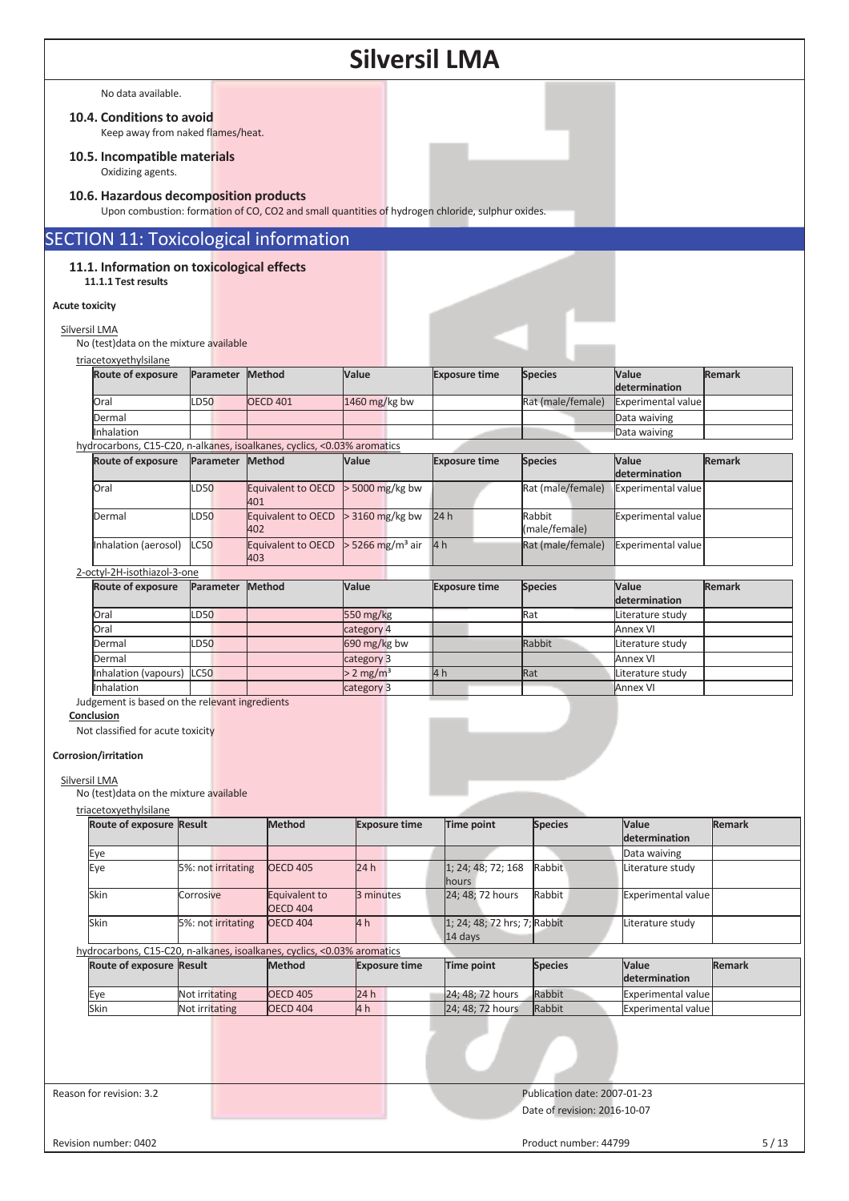No data available.

### 10.4. Conditions to avoid

Keep away from naked flames/heat.

### 10.5. Incompatible materials

Oxidizing agents.

### 10.6. Hazardous decomposition products

Upon combustion: formation of CO, CO2 and small quantities of hydrogen chloride, sulphur oxides.

## SECTION 11: Toxicological information

### 11.1. Information on toxicological effects

**11.1.1 Test results**

**Acute toxicity**

Silversil LMA

No (test)data on the mixture available

triacetoxyethylsilane

| Route of exposure | Parameter | Method | Value | Exposure time | Species | Value determination | Remark |
|---|---|---|---|---|---|---|---|
| Oral | LD50 | OECD 401 | 1460 mg/kg bw | | Rat (male/female) | Experimental value | |
| Dermal | | | | | | Data waiving | |
| Inhalation | | | | | | Data waiving | |

hydrocarbons, C15-C20, n-alkanes, isoalkanes, cyclics, <0.03% aromatics

| Route of exposure | Parameter | Method | Value | Exposure time | Species | Value determination | Remark |
|---|---|---|---|---|---|---|---|
| Oral | LD50 | Equivalent to OECD 401 | > 5000 mg/kg bw | | Rat (male/female) | Experimental value | |
| Dermal | LD50 | Equivalent to OECD 402 | > 3160 mg/kg bw | 24 h | Rabbit (male/female) | Experimental value | |
| Inhalation (aerosol) | LC50 | Equivalent to OECD 403 | > 5266 mg/m³ air | 4 h | Rat (male/female) | Experimental value | |

2-octyl-2H-isothiazol-3-one

| Route of exposure | Parameter | Method | Value | Exposure time | Species | Value determination | Remark |
|---|---|---|---|---|---|---|---|
| Oral | LD50 | | 550 mg/kg | | Rat | Literature study | |
| Oral | | | category 4 | | | Annex VI | |
| Dermal | LD50 | | 690 mg/kg bw | | Rabbit | Literature study | |
| Dermal | | | category 3 | | | Annex VI | |
| Inhalation (vapours) | LC50 | | > 2 mg/m³ | 4 h | Rat | Literature study | |
| Inhalation | | | category 3 | | | Annex VI | |

Judgement is based on the relevant ingredients

**Conclusion**

Not classified for acute toxicity

**Corrosion/irritation**

Silversil LMA

No (test)data on the mixture available

triacetoxyethylsilane

| Route of exposure | Result | Method | Exposure time | Time point | Species | Value determination | Remark |
|---|---|---|---|---|---|---|---|
| Eye | | | | | | Data waiving | |
| Eye | 5%: not irritating | OECD 405 | 24 h | 1; 24; 48; 72; 168 hours | Rabbit | Literature study | |
| Skin | Corrosive | Equivalent to OECD 404 | 3 minutes | 24; 48; 72 hours | Rabbit | Experimental value | |
| Skin | 5%: not irritating | OECD 404 | 4 h | 1; 24; 48; 72 hrs; 7; 14 days | Rabbit | Literature study | |

hydrocarbons, C15-C20, n-alkanes, isoalkanes, cyclics, <0.03% aromatics

| Route of exposure | Result | Method | Exposure time | Time point | Species | Value determination | Remark |
|---|---|---|---|---|---|---|---|
| Eye | Not irritating | OECD 405 | 24 h | 24; 48; 72 hours | Rabbit | Experimental value | |
| Skin | Not irritating | OECD 404 | 4 h | 24; 48; 72 hours | Rabbit | Experimental value | |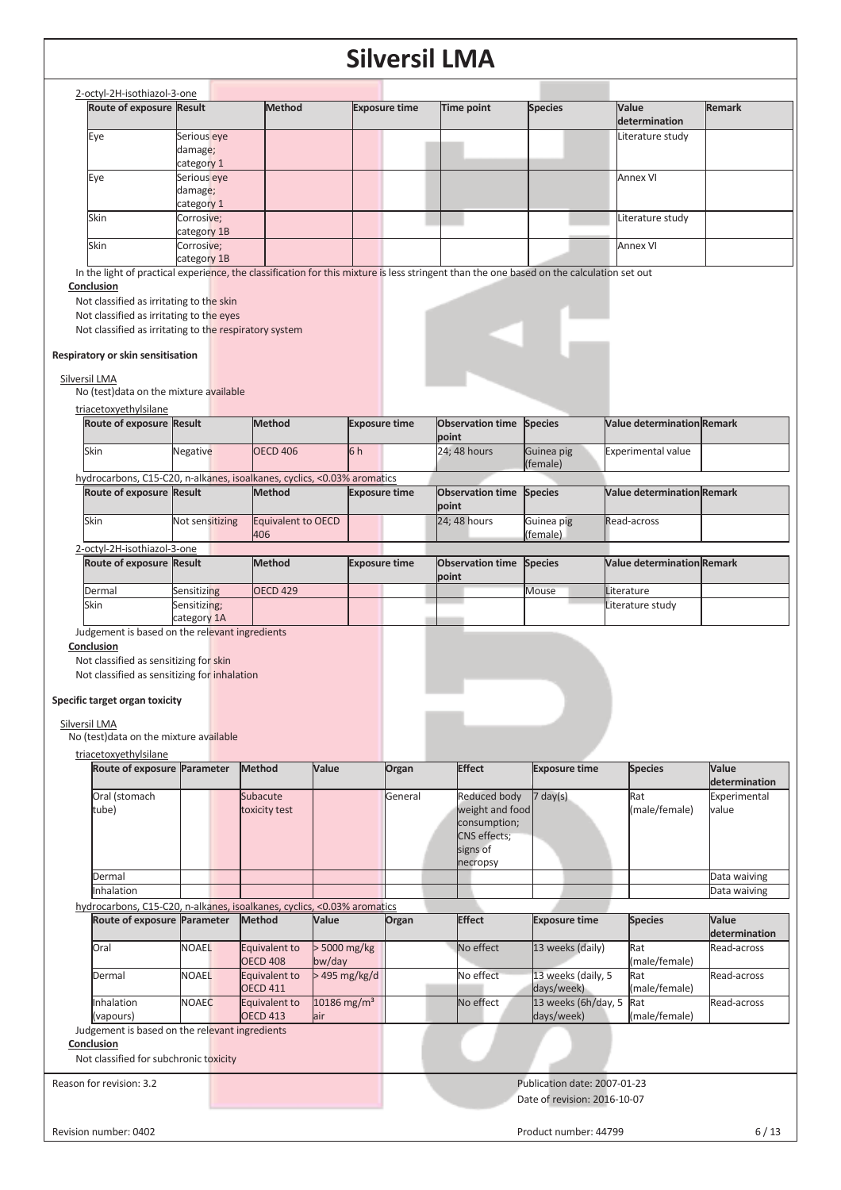2-octyl-2H-isothiazol-3-one

| Route of exposure | Result | Method | Exposure time | Time point | Species | Value determination | Remark |
|---|---|---|---|---|---|---|---|
| Eye | Serious eye damage; category 1 | | | | | Literature study | |
| Eye | Serious eye damage; category 1 | | | | | Annex VI | |
| Skin | Corrosive; category 1B | | | | | Literature study | |
| Skin | Corrosive; category 1B | | | | | Annex VI | |

In the light of practical experience, the classification for this mixture is less stringent than the one based on the calculation set out

**Conclusion**

Not classified as irritating to the skin

Not classified as irritating to the eyes

Not classified as irritating to the respiratory system

**Respiratory or skin sensitisation**

Silversil LMA

No (test)data on the mixture available

triacetoxyethylsilane

| Route of exposure | Result | Method | Exposure time | Observation time point | Species | Value determination | Remark |
|---|---|---|---|---|---|---|---|
| Skin | Negative | OECD 406 | 6 h | 24; 48 hours | Guinea pig (female) | Experimental value | |

hydrocarbons, C15-C20, n-alkanes, isoalkanes, cyclics, <0.03% aromatics

| Route of exposure | Result | Method | Exposure time | Observation time point | Species | Value determination | Remark |
|---|---|---|---|---|---|---|---|
| Skin | Not sensitizing | Equivalent to OECD 406 | | 24; 48 hours | Guinea pig (female) | Read-across | |

2-octyl-2H-isothiazol-3-one

| Route of exposure | Result | Method | Exposure time | Observation time point | Species | Value determination | Remark |
|---|---|---|---|---|---|---|---|
| Dermal | Sensitizing | OECD 429 | | | Mouse | Literature | |
| Skin | Sensitizing; category 1A | | | | | Literature study | |

Judgement is based on the relevant ingredients

**Conclusion**

Not classified as sensitizing for skin

Not classified as sensitizing for inhalation

**Specific target organ toxicity**

Silversil LMA

No (test)data on the mixture available

triacetoxyethylsilane

| Route of exposure | Parameter | Method | Value | Organ | Effect | Exposure time | Species | Value determination |
|---|---|---|---|---|---|---|---|---|
| Oral (stomach tube) | | Subacute toxicity test | | General | Reduced body weight and food consumption; CNS effects; signs of necropsy | 7 day(s) | Rat (male/female) | Experimental value |
| Dermal | | | | | | | | Data waiving |
| Inhalation | | | | | | | | Data waiving |

hydrocarbons, C15-C20, n-alkanes, isoalkanes, cyclics, <0.03% aromatics

| Route of exposure | Parameter | Method | Value | Organ | Effect | Exposure time | Species | Value determination |
|---|---|---|---|---|---|---|---|---|
| Oral | NOAEL | Equivalent to OECD 408 | > 5000 mg/kg bw/day | | No effect | 13 weeks (daily) | Rat (male/female) | Read-across |
| Dermal | NOAEL | Equivalent to OECD 411 | > 495 mg/kg/d | | No effect | 13 weeks (daily, 5 days/week) | Rat (male/female) | Read-across |
| Inhalation (vapours) | NOAEC | Equivalent to OECD 413 | 10186 mg/m³ air | | No effect | 13 weeks (6h/day, 5 days/week) | Rat (male/female) | Read-across |

Judgement is based on the relevant ingredients

**Conclusion**

Not classified for subchronic toxicity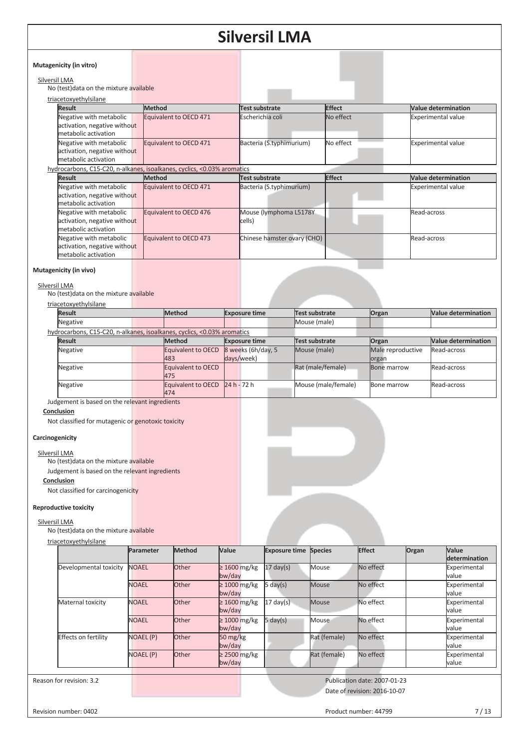#### Mutagenicity (in vitro)

Silversil LMA

No (test)data on the mixture available

triacetoxyethylsilane

| Result | Method | Test substrate | Effect | Value determination |
|---|---|---|---|---|
| Negative with metabolic activation, negative without metabolic activation | Equivalent to OECD 471 | Escherichia coli | No effect | Experimental value |
| Negative with metabolic activation, negative without metabolic activation | Equivalent to OECD 471 | Bacteria (S.typhimurium) | No effect | Experimental value |

hydrocarbons, C15-C20, n-alkanes, isoalkanes, cyclics, <0.03% aromatics

| Result | Method | Test substrate | Effect | Value determination |
|---|---|---|---|---|
| Negative with metabolic activation, negative without metabolic activation | Equivalent to OECD 471 | Bacteria (S.typhimurium) | | Experimental value |
| Negative with metabolic activation, negative without metabolic activation | Equivalent to OECD 476 | Mouse (lymphoma L5178Y cells) | | Read-across |
| Negative with metabolic activation, negative without metabolic activation | Equivalent to OECD 473 | Chinese hamster ovary (CHO) | | Read-across |

#### Mutagenicity (in vivo)

Silversil LMA

No (test)data on the mixture available

triacetoxyethylsilane

| Result | Method | Exposure time | Test substrate | Organ | Value determination |
|---|---|---|---|---|---|
| Negative | | | Mouse (male) | | |

hydrocarbons, C15-C20, n-alkanes, isoalkanes, cyclics, <0.03% aromatics

| Result | Method | Exposure time | Test substrate | Organ | Value determination |
|---|---|---|---|---|---|
| Negative | Equivalent to OECD 483 | 8 weeks (6h/day, 5 days/week) | Mouse (male) | Male reproductive organ | Read-across |
| Negative | Equivalent to OECD 475 | | Rat (male/female) | Bone marrow | Read-across |
| Negative | Equivalent to OECD 474 | 24 h - 72 h | Mouse (male/female) | Bone marrow | Read-across |

Judgement is based on the relevant ingredients

**Conclusion**

Not classified for mutagenic or genotoxic toxicity

#### Carcinogenicity

Silversil LMA

No (test)data on the mixture available

Judgement is based on the relevant ingredients

**Conclusion**

Not classified for carcinogenicity

#### Reproductive toxicity

Silversil LMA

No (test)data on the mixture available

triacetoxyethylsilane

| | Parameter | Method | Value | Exposure time | Species | Effect | Organ | Value determination |
|---|---|---|---|---|---|---|---|---|
| Developmental toxicity | NOAEL | Other | ≥ 1600 mg/kg bw/day | 17 day(s) | Mouse | No effect | | Experimental value |
| | NOAEL | Other | ≥ 1000 mg/kg bw/day | 5 day(s) | Mouse | No effect | | Experimental value |
| Maternal toxicity | NOAEL | Other | ≥ 1600 mg/kg bw/day | 17 day(s) | Mouse | No effect | | Experimental value |
| | NOAEL | Other | ≥ 1000 mg/kg bw/day | 5 day(s) | Mouse | No effect | | Experimental value |
| Effects on fertility | NOAEL (P) | Other | 50 mg/kg bw/day | | Rat (female) | No effect | | Experimental value |
| | NOAEL (P) | Other | ≥ 2500 mg/kg bw/day | | Rat (female) | No effect | | Experimental value |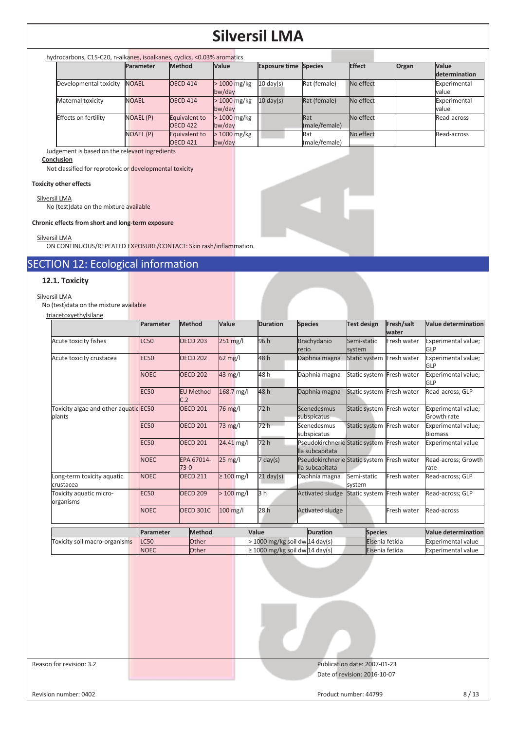hydrocarbons, C15-C20, n-alkanes, isoalkanes, cyclics, <0.03% aromatics

| | Parameter | Method | Value | Exposure time | Species | Effect | Organ | Value determination |
|---|---|---|---|---|---|---|---|---|
| Developmental toxicity | NOAEL | OECD 414 | > 1000 mg/kg bw/day | 10 day(s) | Rat (female) | No effect | | Experimental value |
| Maternal toxicity | NOAEL | OECD 414 | > 1000 mg/kg bw/day | 10 day(s) | Rat (female) | No effect | | Experimental value |
| Effects on fertility | NOAEL (P) | Equivalent to OECD 422 | > 1000 mg/kg bw/day | | Rat (male/female) | No effect | | Read-across |
| | NOAEL (P) | Equivalent to OECD 421 | > 1000 mg/kg bw/day | | Rat (male/female) | No effect | | Read-across |

Judgement is based on the relevant ingredients

**Conclusion**

Not classified for reprotoxic or developmental toxicity

**Toxicity other effects**

Silversil LMA

No (test)data on the mixture available

**Chronic effects from short and long-term exposure**

Silversil LMA

ON CONTINUOUS/REPEATED EXPOSURE/CONTACT: Skin rash/inflammation.

# SECTION 12: Ecological information

## 12.1. Toxicity

Silversil LMA

No (test)data on the mixture available

triacetoxyethylsilane

| | Parameter | Method | Value | Duration | Species | Test design | Fresh/salt water | Value determination |
|---|---|---|---|---|---|---|---|---|
| Acute toxicity fishes | LC50 | OECD 203 | 251 mg/l | 96 h | Brachydanio rerio | Semi-static system | Fresh water | Experimental value; GLP |
| Acute toxicity crustacea | EC50 | OECD 202 | 62 mg/l | 48 h | Daphnia magna | Static system | Fresh water | Experimental value; GLP |
| | NOEC | OECD 202 | 43 mg/l | 48 h | Daphnia magna | Static system | Fresh water | Experimental value; GLP |
| | EC50 | EU Method C.2 | 168.7 mg/l | 48 h | Daphnia magna | Static system | Fresh water | Read-across; GLP |
| Toxicity algae and other aquatic plants | EC50 | OECD 201 | 76 mg/l | 72 h | Scenedesmus subspicatus | Static system | Fresh water | Experimental value; Growth rate |
| | EC50 | OECD 201 | 73 mg/l | 72 h | Scenedesmus subspicatus | Static system | Fresh water | Experimental value; Biomass |
| | EC50 | OECD 201 | 24.41 mg/l | 72 h | Pseudokirchneriella subcapitata | Static system | Fresh water | Experimental value |
| | NOEC | EPA 67014-73-0 | 25 mg/l | 7 day(s) | Pseudokirchneriella subcapitata | Static system | Fresh water | Read-across; Growth rate |
| Long-term toxicity aquatic crustacea | NOEC | OECD 211 | ≥ 100 mg/l | 21 day(s) | Daphnia magna | Semi-static system | Fresh water | Read-across; GLP |
| Toxicity aquatic micro-organisms | EC50 | OECD 209 | > 100 mg/l | 3 h | Activated sludge | Static system | Fresh water | Read-across; GLP |
| | NOEC | OECD 301C | 100 mg/l | 28 h | Activated sludge | | Fresh water | Read-across |

| | Parameter | Method | Value | Duration | Species | Value determination |
|---|---|---|---|---|---|---|
| Toxicity soil macro-organisms | LC50 | Other | > 1000 mg/kg soil dw | 14 day(s) | Eisenia fetida | Experimental value |
| | NOEC | Other | ≥ 1000 mg/kg soil dw | 14 day(s) | Eisenia fetida | Experimental value |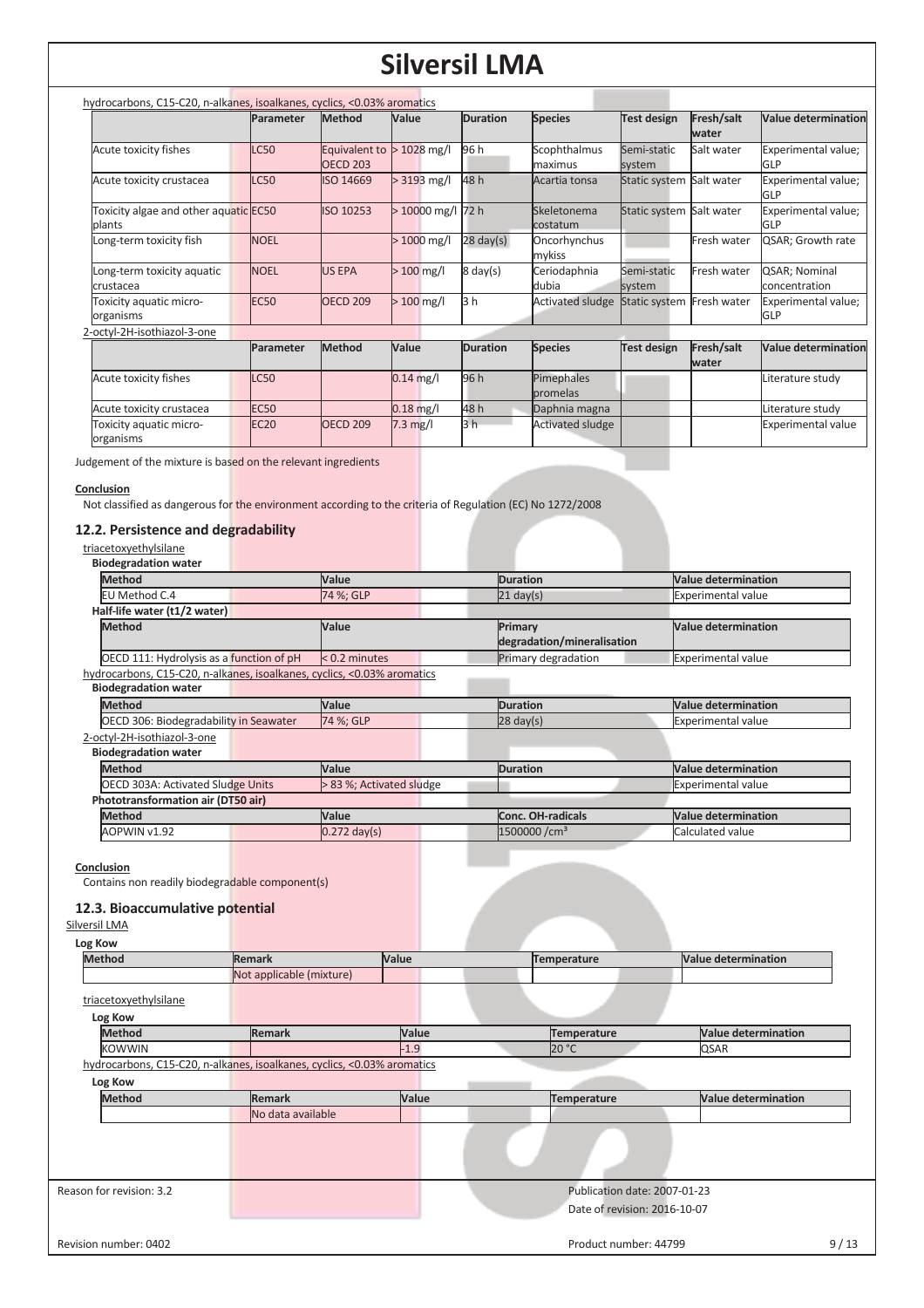hydrocarbons, C15-C20, n-alkanes, isoalkanes, cyclics, <0.03% aromatics

| | Parameter | Method | Value | Duration | Species | Test design | Fresh/salt water | Value determination |
|---|---|---|---|---|---|---|---|---|
| Acute toxicity fishes | LC50 | Equivalent to OECD 203 | > 1028 mg/l | 96 h | Scophthalmus maximus | Semi-static system | Salt water | Experimental value; GLP |
| Acute toxicity crustacea | LC50 | ISO 14669 | > 3193 mg/l | 48 h | Acartia tonsa | Static system | Salt water | Experimental value; GLP |
| Toxicity algae and other aquatic plants | EC50 | ISO 10253 | > 10000 mg/l | 72 h | Skeletonema costatum | Static system | Salt water | Experimental value; GLP |
| Long-term toxicity fish | NOEL | | > 1000 mg/l | 28 day(s) | Oncorhynchus mykiss | | Fresh water | QSAR; Growth rate |
| Long-term toxicity aquatic crustacea | NOEL | US EPA | > 100 mg/l | 8 day(s) | Ceriodaphnia dubia | Semi-static system | Fresh water | QSAR; Nominal concentration |
| Toxicity aquatic micro-organisms | EC50 | OECD 209 | > 100 mg/l | 3 h | Activated sludge | Static system | Fresh water | Experimental value; GLP |

2-octyl-2H-isothiazol-3-one

| | Parameter | Method | Value | Duration | Species | Test design | Fresh/salt water | Value determination |
|---|---|---|---|---|---|---|---|---|
| Acute toxicity fishes | LC50 | | 0.14 mg/l | 96 h | Pimephales promelas | | | Literature study |
| Acute toxicity crustacea | EC50 | | 0.18 mg/l | 48 h | Daphnia magna | | | Literature study |
| Toxicity aquatic micro-organisms | EC20 | OECD 209 | 7.3 mg/l | 3 h | Activated sludge | | | Experimental value |

Judgement of the mixture is based on the relevant ingredients

**Conclusion**

Not classified as dangerous for the environment according to the criteria of Regulation (EC) No 1272/2008

## 12.2. Persistence and degradability

triacetoxyethylsilane

**Biodegradation water**

| Method | Value | Duration | Value determination |
|---|---|---|---|
| EU Method C.4 | 74 %; GLP | 21 day(s) | Experimental value |

**Half-life water (t1/2 water)**

| Method | Value | Primary degradation/mineralisation | Value determination |
|---|---|---|---|
| OECD 111: Hydrolysis as a function of pH | < 0.2 minutes | Primary degradation | Experimental value |

hydrocarbons, C15-C20, n-alkanes, isoalkanes, cyclics, <0.03% aromatics

**Biodegradation water**

| Method | Value | Duration | Value determination |
|---|---|---|---|
| OECD 306: Biodegradability in Seawater | 74 %; GLP | 28 day(s) | Experimental value |

2-octyl-2H-isothiazol-3-one

**Biodegradation water**

| Method | Value | Duration | Value determination |
|---|---|---|---|
| OECD 303A: Activated Sludge Units | > 83 %; Activated sludge | | Experimental value |

**Phototransformation air (DT50 air)**

| Method | Value | Conc. OH-radicals | Value determination |
|---|---|---|---|
| AOPWIN v1.92 | 0.272 day(s) | 1500000 /cm³ | Calculated value |

**Conclusion**

Contains non readily biodegradable component(s)

## 12.3. Bioaccumulative potential

Silversil LMA

**Log Kow**

| Method | Remark | Value | Temperature | Value determination |
|---|---|---|---|---|
| | Not applicable (mixture) | | | |

triacetoxyethylsilane

**Log Kow**

| Method | Remark | Value | Temperature | Value determination |
|---|---|---|---|---|
| KOWWIN | | -1.9 | 20 °C | QSAR |

hydrocarbons, C15-C20, n-alkanes, isoalkanes, cyclics, <0.03% aromatics

**Log Kow**

| Method | Remark | Value | Temperature | Value determination |
|---|---|---|---|---|
| | No data available | | | |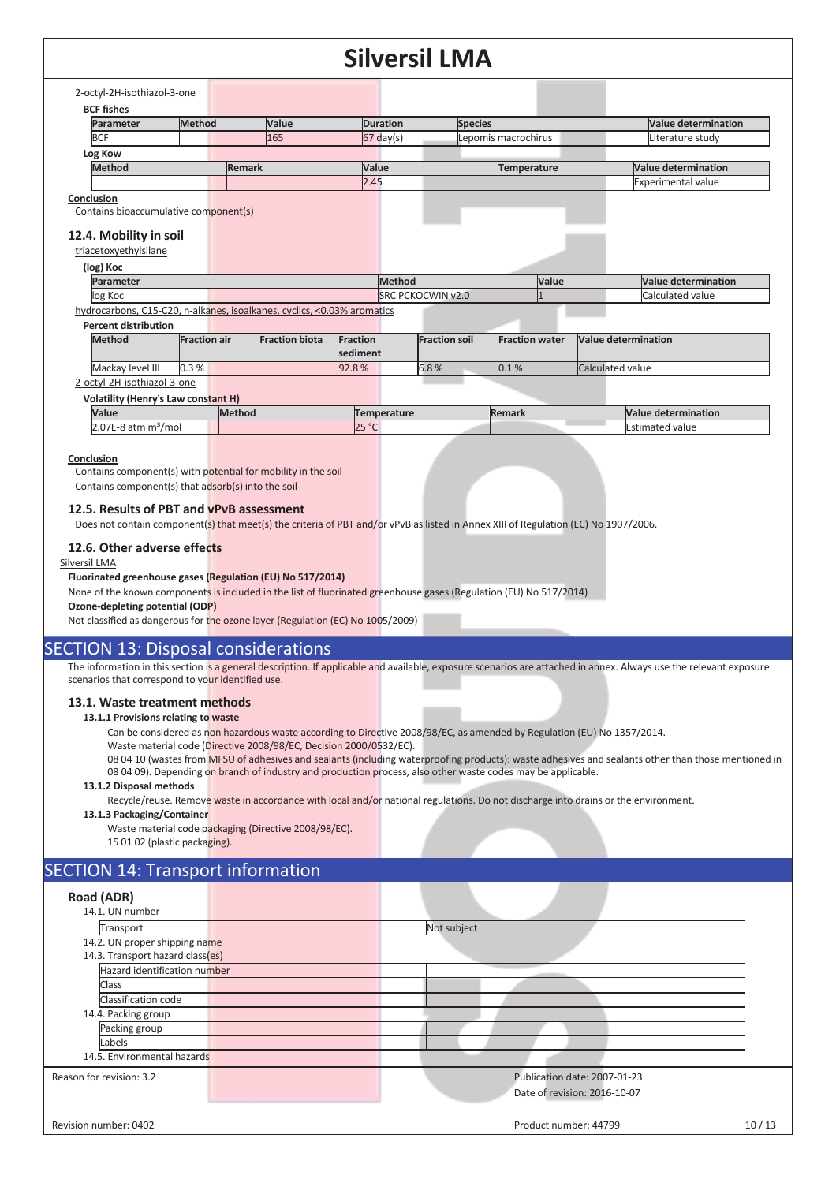2-octyl-2H-isothiazol-3-one

**BCF fishes**

| Parameter | Method | Value | Duration | Species | Value determination |
|---|---|---|---|---|---|
| BCF | | 165 | 67 day(s) | Lepomis macrochirus | Literature study |

**Log Kow**

| Method | Remark | Value | Temperature | Value determination |
|---|---|---|---|---|
| | | 2.45 | | Experimental value |

**Conclusion**

Contains bioaccumulative component(s)

### 12.4. Mobility in soil

triacetoxyethylsilane

**(log) Koc**

| Parameter | Method | Value | Value determination |
|---|---|---|---|
| log Koc | SRC PCKOCWIN v2.0 | 1 | Calculated value |

hydrocarbons, C15-C20, n-alkanes, isoalkanes, cyclics, <0.03% aromatics

**Percent distribution**

| Method | Fraction air | Fraction biota | Fraction sediment | Fraction soil | Fraction water | Value determination |
|---|---|---|---|---|---|---|
| Mackay level III | 0.3 % | | 92.8 % | 6.8 % | 0.1 % | Calculated value |

2-octyl-2H-isothiazol-3-one

**Volatility (Henry's Law constant H)**

| Value | Method | Temperature | Remark | Value determination |
|---|---|---|---|---|
| 2.07E-8 atm m³/mol | | 25 °C | | Estimated value |

**Conclusion**

Contains component(s) with potential for mobility in the soil

Contains component(s) that adsorb(s) into the soil

### 12.5. Results of PBT and vPvB assessment

Does not contain component(s) that meet(s) the criteria of PBT and/or vPvB as listed in Annex XIII of Regulation (EC) No 1907/2006.

### 12.6. Other adverse effects

Silversil LMA

**Fluorinated greenhouse gases (Regulation (EU) No 517/2014)**

None of the known components is included in the list of fluorinated greenhouse gases (Regulation (EU) No 517/2014)

**Ozone-depleting potential (ODP)**

Not classified as dangerous for the ozone layer (Regulation (EC) No 1005/2009)

## SECTION 13: Disposal considerations

The information in this section is a general description. If applicable and available, exposure scenarios are attached in annex. Always use the relevant exposure scenarios that correspond to your identified use.

### 13.1. Waste treatment methods

**13.1.1 Provisions relating to waste**

Can be considered as non hazardous waste according to Directive 2008/98/EC, as amended by Regulation (EU) No 1357/2014.

Waste material code (Directive 2008/98/EC, Decision 2000/0532/EC).

08 04 10 (wastes from MFSU of adhesives and sealants (including waterproofing products): waste adhesives and sealants other than those mentioned in 08 04 09). Depending on branch of industry and production process, also other waste codes may be applicable.

**13.1.2 Disposal methods**

Recycle/reuse. Remove waste in accordance with local and/or national regulations. Do not discharge into drains or the environment.

**13.1.3 Packaging/Container**

Waste material code packaging (Directive 2008/98/EC).

15 01 02 (plastic packaging).

## SECTION 14: Transport information

### Road (ADR)

14.1. UN number

| Transport | Not subject |
|---|---|

14.2. UN proper shipping name

14.3. Transport hazard class(es)

| Hazard identification number | |
|---|---|
| Class | |
| Classification code | |

14.4. Packing group

| Packing group | |
|---|---|
| Labels | |

14.5. Environmental hazards

Reason for revision: 3.2

Publication date: 2007-01-23

Date of revision: 2016-10-07

Revision number: 0402

Product number: 44799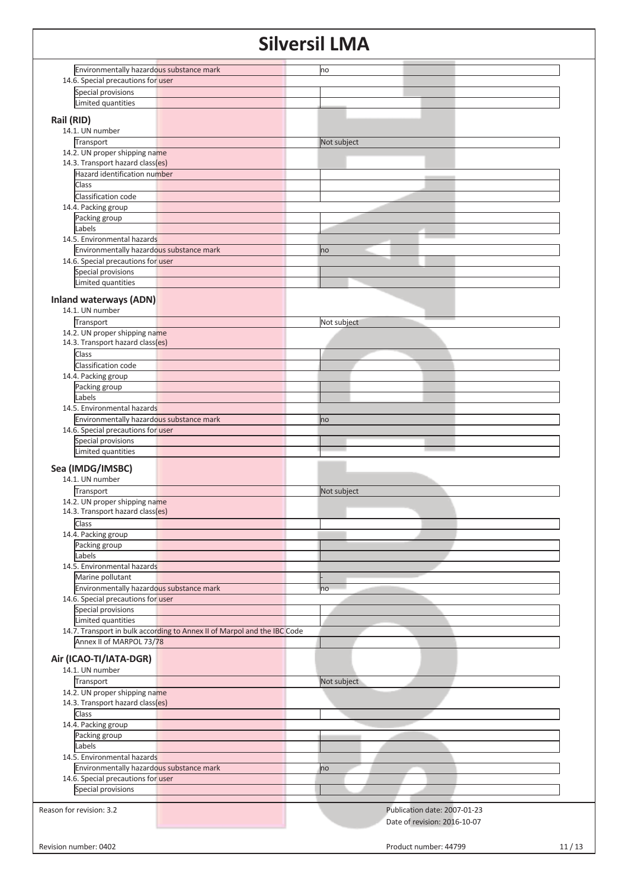| | |
|---|---|
| Environmentally hazardous substance mark | no |

14.6. Special precautions for user

| | |
|---|---|
| Special provisions | |
| Limited quantities | |

## Rail (RID)

14.1. UN number

| | |
|---|---|
| Transport | Not subject |

14.2. UN proper shipping name

14.3. Transport hazard class(es)

| | |
|---|---|
| Hazard identification number | |
| Class | |
| Classification code | |

14.4. Packing group

| | |
|---|---|
| Packing group | |
| Labels | |

14.5. Environmental hazards

| | |
|---|---|
| Environmentally hazardous substance mark | no |

14.6. Special precautions for user

| | |
|---|---|
| Special provisions | |
| Limited quantities | |

## Inland waterways (ADN)

14.1. UN number

| | |
|---|---|
| Transport | Not subject |

14.2. UN proper shipping name

14.3. Transport hazard class(es)

| | |
|---|---|
| Class | |
| Classification code | |

14.4. Packing group

| | |
|---|---|
| Packing group | |
| Labels | |

14.5. Environmental hazards

| | |
|---|---|
| Environmentally hazardous substance mark | no |

14.6. Special precautions for user

| | |
|---|---|
| Special provisions | |
| Limited quantities | |

## Sea (IMDG/IMSBC)

14.1. UN number

| | |
|---|---|
| Transport | Not subject |

14.2. UN proper shipping name

14.3. Transport hazard class(es)

| | |
|---|---|
| Class | |

14.4. Packing group

| | |
|---|---|
| Packing group | |
| Labels | |

14.5. Environmental hazards

| | |
|---|---|
| Marine pollutant | - |
| Environmentally hazardous substance mark | no |

14.6. Special precautions for user

| | |
|---|---|
| Special provisions | |
| Limited quantities | |

14.7. Transport in bulk according to Annex II of Marpol and the IBC Code

| | |
|---|---|
| Annex II of MARPOL 73/78 | |

## Air (ICAO-TI/IATA-DGR)

14.1. UN number

| | |
|---|---|
| Transport | Not subject |

14.2. UN proper shipping name

14.3. Transport hazard class(es)

| | |
|---|---|
| Class | |

14.4. Packing group

| | |
|---|---|
| Packing group | |
| Labels | |

14.5. Environmental hazards

| | |
|---|---|
| Environmentally hazardous substance mark | no |

14.6. Special precautions for user

| | |
|---|---|
| Special provisions | |

Reason for revision: 3.2

Publication date: 2007-01-23

Date of revision: 2016-10-07

Revision number: 0402

Product number: 44799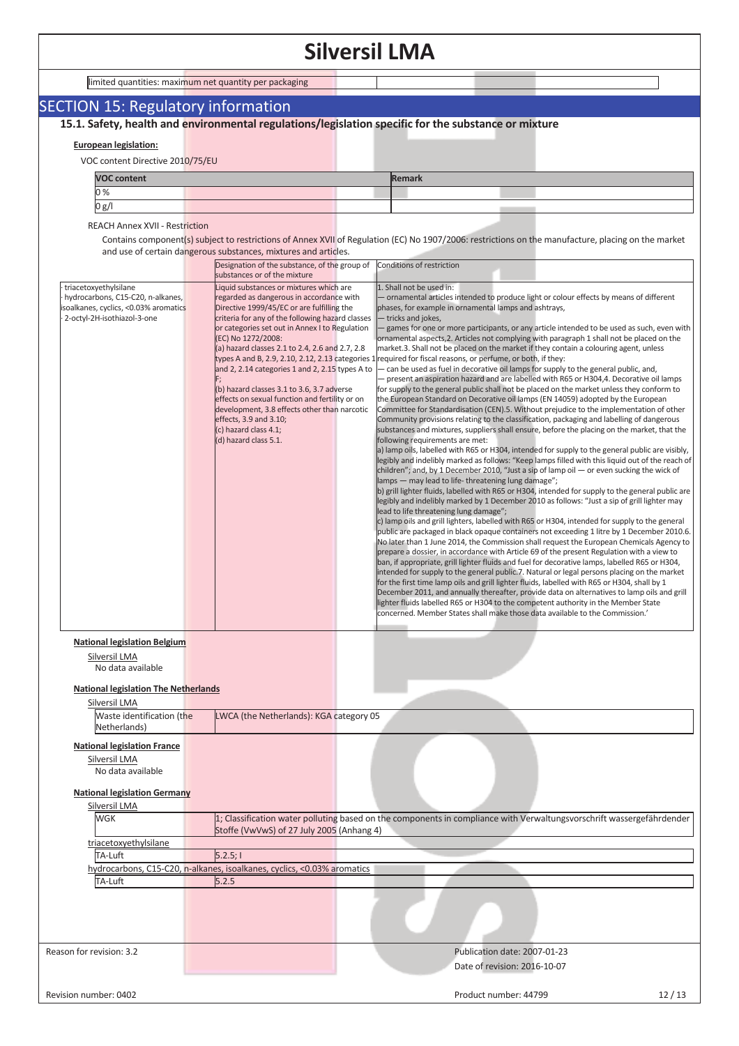| limited quantities: maximum net quantity per packaging | |
|---|---|

## SECTION 15: Regulatory information

### 15.1. Safety, health and environmental regulations/legislation specific for the substance or mixture

**European legislation:**

VOC content Directive 2010/75/EU

| VOC content | Remark |
|---|---|
| 0 % | |
| 0 g/l | |

REACH Annex XVII - Restriction

Contains component(s) subject to restrictions of Annex XVII of Regulation (EC) No 1907/2006: restrictions on the manufacture, placing on the market and use of certain dangerous substances, mixtures and articles.

| | Designation of the substance, of the group of substances or of the mixture | Conditions of restriction |
|---|---|---|
| · triacetoxyethylsilane<br>· hydrocarbons, C15-C20, n-alkanes, isoalkanes, cyclics, <0.03% aromatics<br>· 2-octyl-2H-isothiazol-3-one | Liquid substances or mixtures which are regarded as dangerous in accordance with Directive 1999/45/EC or are fulfilling the criteria for any of the following hazard classes or categories set out in Annex I to Regulation (EC) No 1272/2008:<br>(a) hazard classes 2.1 to 2.4, 2.6 and 2.7, 2.8 types A and B, 2.9, 2.10, 2.12, 2.13 categories 1 and 2, 2.14 categories 1 and 2, 2.15 types A to F;<br>(b) hazard classes 3.1 to 3.6, 3.7 adverse effects on sexual function and fertility or on development, 3.8 effects other than narcotic effects, 3.9 and 3.10;<br>(c) hazard class 4.1;<br>(d) hazard class 5.1. | 1. Shall not be used in:<br>— ornamental articles intended to produce light or colour effects by means of different phases, for example in ornamental lamps and ashtrays,<br>— tricks and jokes,<br>— games for one or more participants, or any article intended to be used as such, even with ornamental aspects,2. Articles not complying with paragraph 1 shall not be placed on the market.3. Shall not be placed on the market if they contain a colouring agent, unless required for fiscal reasons, or perfume, or both, if they:<br>— can be used as fuel in decorative oil lamps for supply to the general public, and,<br>— present an aspiration hazard and are labelled with R65 or H304,4. Decorative oil lamps for supply to the general public shall not be placed on the market unless they conform to the European Standard on Decorative oil lamps (EN 14059) adopted by the European Committee for Standardisation (CEN).5. Without prejudice to the implementation of other Community provisions relating to the classification, packaging and labelling of dangerous substances and mixtures, suppliers shall ensure, before the placing on the market, that the following requirements are met:<br>a) lamp oils, labelled with R65 or H304, intended for supply to the general public are visibly, legibly and indelibly marked as follows: "Keep lamps filled with this liquid out of the reach of children"; and, by 1 December 2010, "Just a sip of lamp oil — or even sucking the wick of lamps — may lead to life- threatening lung damage";<br>b) grill lighter fluids, labelled with R65 or H304, intended for supply to the general public are legibly and indelibly marked by 1 December 2010 as follows: "Just a sip of grill lighter may lead to life threatening lung damage";<br>c) lamp oils and grill lighters, labelled with R65 or H304, intended for supply to the general public are packaged in black opaque containers not exceeding 1 litre by 1 December 2010.6. No later than 1 June 2014, the Commission shall request the European Chemicals Agency to prepare a dossier, in accordance with Article 69 of the present Regulation with a view to ban, if appropriate, grill lighter fluids and fuel for decorative lamps, labelled R65 or H304, intended for supply to the general public.7. Natural or legal persons placing on the market for the first time lamp oils and grill lighter fluids, labelled with R65 or H304, shall by 1 December 2011, and annually thereafter, provide data on alternatives to lamp oils and grill lighter fluids labelled R65 or H304 to the competent authority in the Member State concerned. Member States shall make those data available to the Commission.' |

**National legislation Belgium**

Silversil LMA

No data available

**National legislation The Netherlands**

Silversil LMA

| Waste identification (the Netherlands) | LWCA (the Netherlands): KGA category 05 |
|---|---|

**National legislation France**

Silversil LMA

No data available

**National legislation Germany**

Silversil LMA

| WGK | 1; Classification water polluting based on the components in compliance with Verwaltungsvorschrift wassergefährdender Stoffe (VwVwS) of 27 July 2005 (Anhang 4) |
|---|---|

triacetoxyethylsilane

| TA-Luft | 5.2.5; I |
|---|---|

hydrocarbons, C15-C20, n-alkanes, isoalkanes, cyclics, <0.03% aromatics

| TA-Luft | 5.2.5 |
|---|---|

Reason for revision: 3.2

Publication date: 2007-01-23

Date of revision: 2016-10-07

Revision number: 0402

Product number: 44799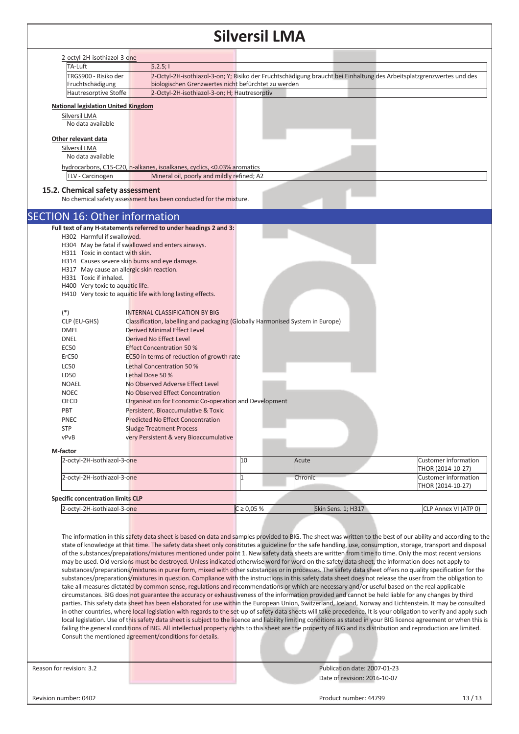2-octyl-2H-isothiazol-3-one

| | |
|---|---|
| TA-Luft | 5.2.5; I |
| TRGS900 - Risiko der Fruchtschädigung | 2-Octyl-2H-isothiazol-3-on; Y; Risiko der Fruchtschädigung braucht bei Einhaltung des Arbeitsplatzgrenzwertes und des biologischen Grenzwertes nicht befürchtet zu werden |
| Hautresorptive Stoffe | 2-Octyl-2H-isothiazol-3-on; H; Hautresorptiv |

**National legislation United Kingdom**

Silversil LMA

No data available

**Other relevant data**

Silversil LMA

No data available

hydrocarbons, C15-C20, n-alkanes, isoalkanes, cyclics, <0.03% aromatics

| | |
|---|---|
| TLV - Carcinogen | Mineral oil, poorly and mildly refined; A2 |

### 15.2. Chemical safety assessment

No chemical safety assessment has been conducted for the mixture.

## SECTION 16: Other information

**Full text of any H-statements referred to under headings 2 and 3:**

- H302 Harmful if swallowed.
- H304 May be fatal if swallowed and enters airways.
- H311 Toxic in contact with skin.
- H314 Causes severe skin burns and eye damage.
- H317 May cause an allergic skin reaction.
- H331 Toxic if inhaled.
- H400 Very toxic to aquatic life.
- H410 Very toxic to aquatic life with long lasting effects.

| | |
|---|---|
| (*) | INTERNAL CLASSIFICATION BY BIG |
| CLP (EU-GHS) | Classification, labelling and packaging (Globally Harmonised System in Europe) |
| DMEL | Derived Minimal Effect Level |
| DNEL | Derived No Effect Level |
| EC50 | Effect Concentration 50 % |
| ErC50 | EC50 in terms of reduction of growth rate |
| LC50 | Lethal Concentration 50 % |
| LD50 | Lethal Dose 50 % |
| NOAEL | No Observed Adverse Effect Level |
| NOEC | No Observed Effect Concentration |
| OECD | Organisation for Economic Co-operation and Development |
| PBT | Persistent, Bioaccumulative & Toxic |
| PNEC | Predicted No Effect Concentration |
| STP | Sludge Treatment Process |
| vPvB | very Persistent & very Bioaccumulative |

**M-factor**

| | | | |
|---|---|---|---|
| 2-octyl-2H-isothiazol-3-one | 10 | Acute | Customer information THOR (2014-10-27) |
| 2-octyl-2H-isothiazol-3-one | 1 | Chronic | Customer information THOR (2014-10-27) |

**Specific concentration limits CLP**

| | | | |
|---|---|---|---|
| 2-octyl-2H-isothiazol-3-one | C ≥ 0,05 % | Skin Sens. 1; H317 | CLP Annex VI (ATP 0) |

The information in this safety data sheet is based on data and samples provided to BIG. The sheet was written to the best of our ability and according to the state of knowledge at that time. The safety data sheet only constitutes a guideline for the safe handling, use, consumption, storage, transport and disposal of the substances/preparations/mixtures mentioned under point 1. New safety data sheets are written from time to time. Only the most recent versions may be used. Old versions must be destroyed. Unless indicated otherwise word for word on the safety data sheet, the information does not apply to substances/preparations/mixtures in purer form, mixed with other substances or in processes. The safety data sheet offers no quality specification for the substances/preparations/mixtures in question. Compliance with the instructions in this safety data sheet does not release the user from the obligation to take all measures dictated by common sense, regulations and recommendations or which are necessary and/or useful based on the real applicable circumstances. BIG does not guarantee the accuracy or exhaustiveness of the information provided and cannot be held liable for any changes by third parties. This safety data sheet has been elaborated for use within the European Union, Switzerland, Iceland, Norway and Lichtenstein. It may be consulted in other countries, where local legislation with regards to the set-up of safety data sheets will take precedence. It is your obligation to verify and apply such local legislation. Use of this safety data sheet is subject to the licence and liability limiting conditions as stated in your BIG licence agreement or when this is failing the general conditions of BIG. All intellectual property rights to this sheet are the property of BIG and its distribution and reproduction are limited. Consult the mentioned agreement/conditions for details.